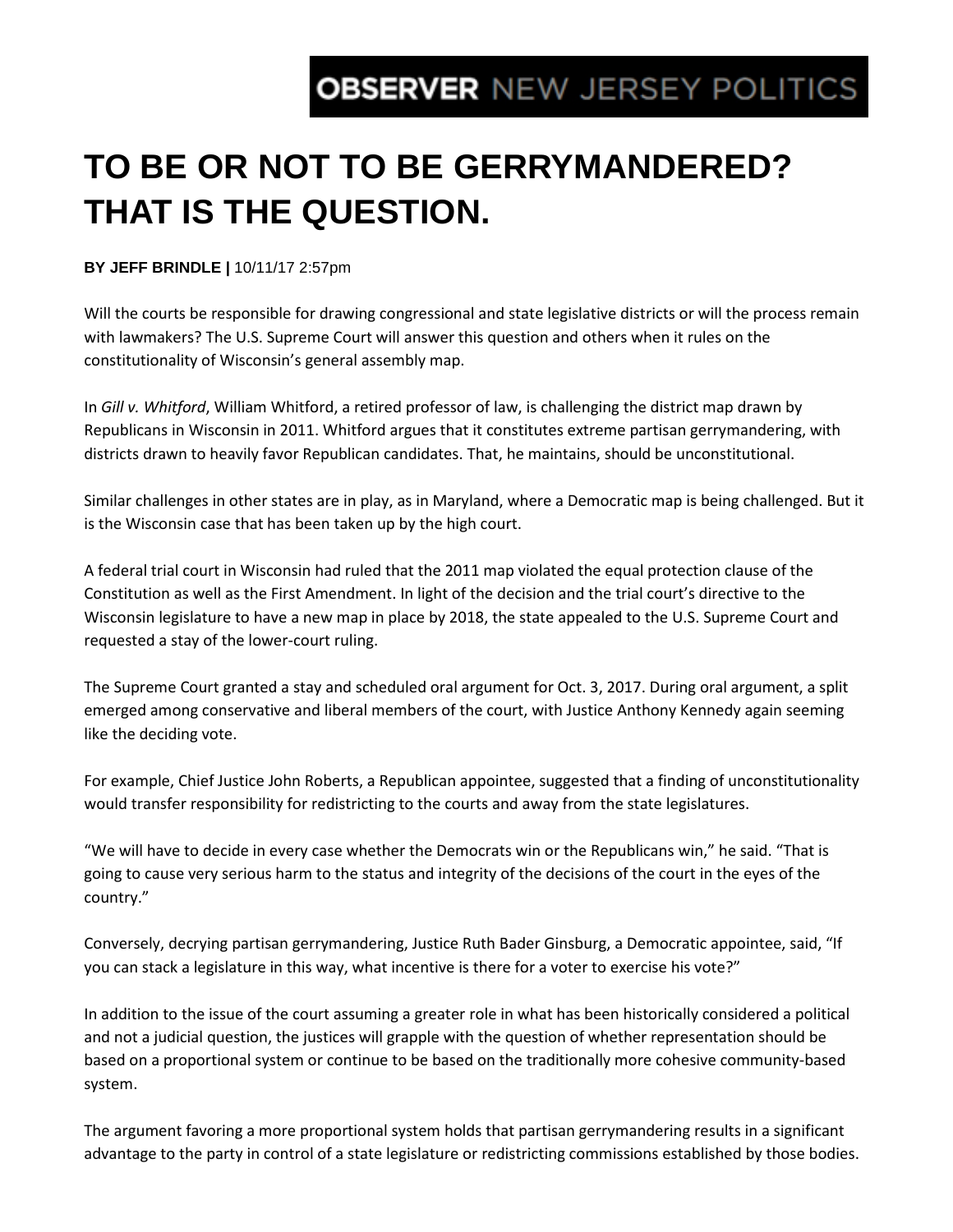OBSERVER NEW JERSEY POLITICS

# TO BE OR NOT TO BE GERRYMANDERED? THAT IS THE QUESTION.

**BY JEFF BRINDLE |** 10/11/17 2:57pm

Will the courts be responsible for drawing congressional and state legislative districts or will the process remain with lawmakers? The U.S. Supreme Court will answer this question and others when it rules on the constitutionality of Wisconsin's general assembly map.

In *Gill v. Whitford*, William Whitford, a retired professor of law, is challenging the district map drawn by Republicans in Wisconsin in 2011. Whitford argues that it constitutes extreme partisan gerrymandering, with districts drawn to heavily favor Republican candidates. That, he maintains, should be unconstitutional.

Similar challenges in other states are in play, as in Maryland, where a Democratic map is being challenged. But it is the Wisconsin case that has been taken up by the high court.

A federal trial court in Wisconsin had ruled that the 2011 map violated the equal protection clause of the Constitution as well as the First Amendment. In light of the decision and the trial court's directive to the Wisconsin legislature to have a new map in place by 2018, the state appealed to the U.S. Supreme Court and requested a stay of the lower-court ruling.

The Supreme Court granted a stay and scheduled oral argument for Oct. 3, 2017. During oral argument, a split emerged among conservative and liberal members of the court, with Justice Anthony Kennedy again seeming like the deciding vote.

For example, Chief Justice John Roberts, a Republican appointee, suggested that a finding of unconstitutionality would transfer responsibility for redistricting to the courts and away from the state legislatures.

"We will have to decide in every case whether the Democrats win or the Republicans win," he said. "That is going to cause very serious harm to the status and integrity of the decisions of the court in the eyes of the country."

Conversely, decrying partisan gerrymandering, Justice Ruth Bader Ginsburg, a Democratic appointee, said, "If you can stack a legislature in this way, what incentive is there for a voter to exercise his vote?"

In addition to the issue of the court assuming a greater role in what has been historically considered a political and not a judicial question, the justices will grapple with the question of whether representation should be based on a proportional system or continue to be based on the traditionally more cohesive community-based system.

The argument favoring a more proportional system holds that partisan gerrymandering results in a significant advantage to the party in control of a state legislature or redistricting commissions established by those bodies.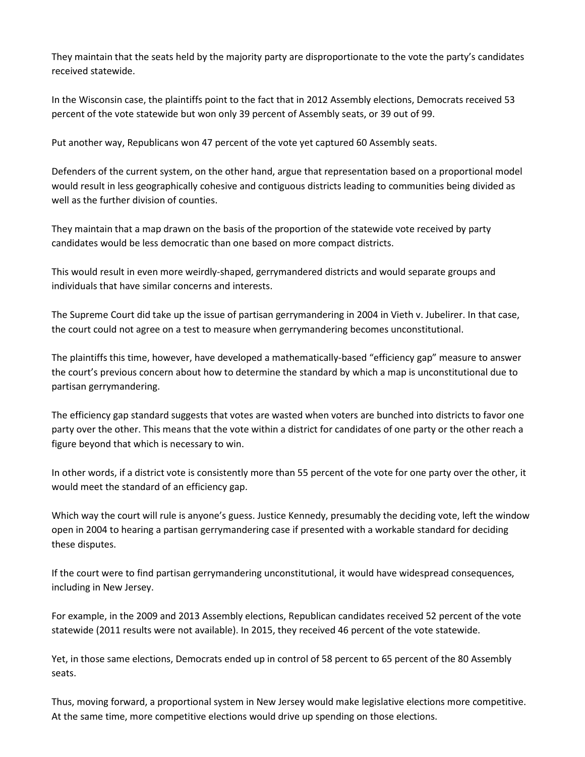They maintain that the seats held by the majority party are disproportionate to the vote the party's candidates received statewide.

In the Wisconsin case, the plaintiffs point to the fact that in 2012 Assembly elections, Democrats received 53 percent of the vote statewide but won only 39 percent of Assembly seats, or 39 out of 99.

Put another way, Republicans won 47 percent of the vote yet captured 60 Assembly seats.

Defenders of the current system, on the other hand, argue that representation based on a proportional model would result in less geographically cohesive and contiguous districts leading to communities being divided as well as the further division of counties.

They maintain that a map drawn on the basis of the proportion of the statewide vote received by party candidates would be less democratic than one based on more compact districts.

This would result in even more weirdly-shaped, gerrymandered districts and would separate groups and individuals that have similar concerns and interests.

The Supreme Court did take up the issue of partisan gerrymandering in 2004 in Vieth v. Jubelirer. In that case, the court could not agree on a test to measure when gerrymandering becomes unconstitutional.

The plaintiffs this time, however, have developed a mathematically-based "efficiency gap" measure to answer the court's previous concern about how to determine the standard by which a map is unconstitutional due to partisan gerrymandering.

The efficiency gap standard suggests that votes are wasted when voters are bunched into districts to favor one party over the other. This means that the vote within a district for candidates of one party or the other reach a figure beyond that which is necessary to win.

In other words, if a district vote is consistently more than 55 percent of the vote for one party over the other, it would meet the standard of an efficiency gap.

Which way the court will rule is anyone's guess. Justice Kennedy, presumably the deciding vote, left the window open in 2004 to hearing a partisan gerrymandering case if presented with a workable standard for deciding these disputes.

If the court were to find partisan gerrymandering unconstitutional, it would have widespread consequences, including in New Jersey.

For example, in the 2009 and 2013 Assembly elections, Republican candidates received 52 percent of the vote statewide (2011 results were not available). In 2015, they received 46 percent of the vote statewide.

Yet, in those same elections, Democrats ended up in control of 58 percent to 65 percent of the 80 Assembly seats.

Thus, moving forward, a proportional system in New Jersey would make legislative elections more competitive. At the same time, more competitive elections would drive up spending on those elections.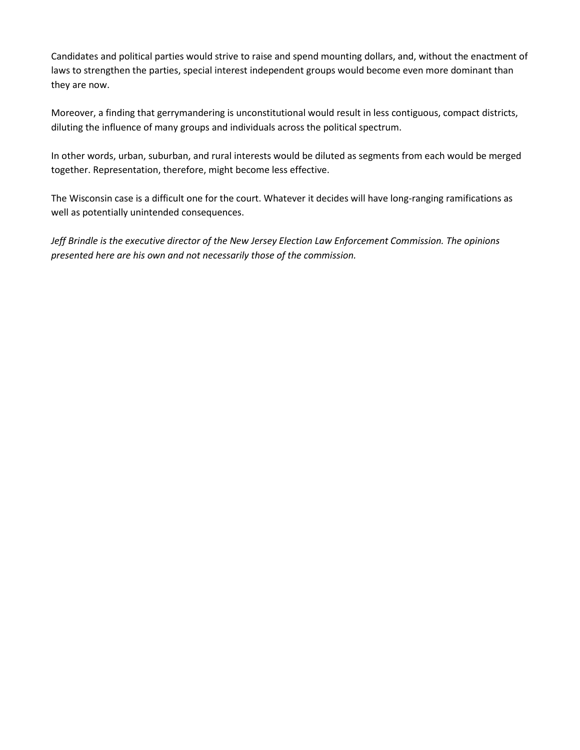Candidates and political parties would strive to raise and spend mounting dollars, and, without the enactment of laws to strengthen the parties, special interest independent groups would become even more dominant than they are now.

Moreover, a finding that gerrymandering is unconstitutional would result in less contiguous, compact districts, diluting the influence of many groups and individuals across the political spectrum.

In other words, urban, suburban, and rural interests would be diluted as segments from each would be merged together. Representation, therefore, might become less effective.

The Wisconsin case is a difficult one for the court. Whatever it decides will have long-ranging ramifications as well as potentially unintended consequences.

*Jeff Brindle is the executive director of the New Jersey Election Law Enforcement Commission. The opinions presented here are his own and not necessarily those of the commission.*